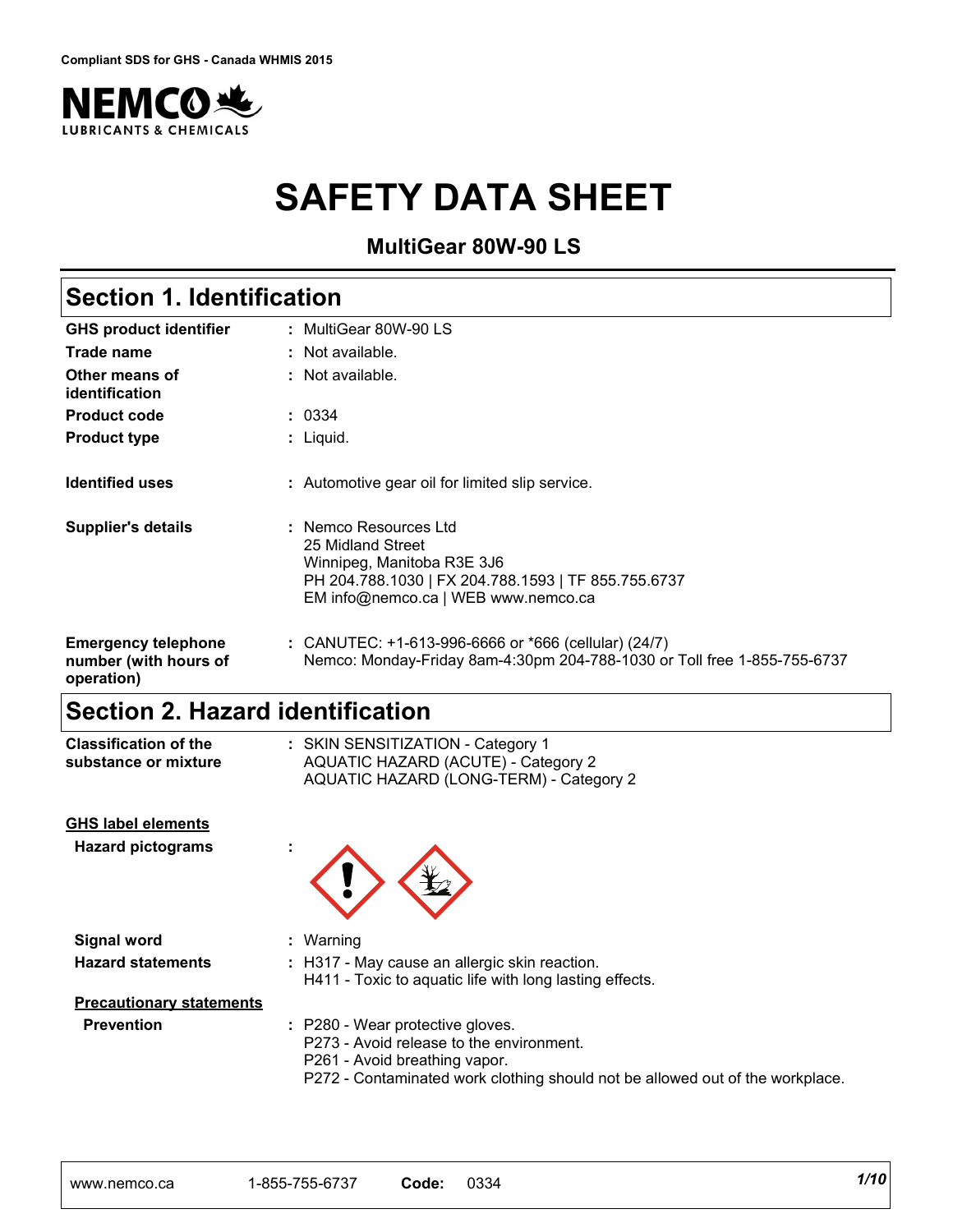Compliant SDS for GHS - Canada WHMIS 2015

NEMCO LUBRICANTS & CHEMICALS

# SAFETY DATA SHEET

**MultiGear 80W-90 LS**

## Section 1. Identification

| | |
|---|---|
| **GHS product identifier** | : MultiGear 80W-90 LS |
| **Trade name** | : Not available. |
| **Other means of identification** | : Not available. |
| **Product code** | : 0334 |
| **Product type** | : Liquid. |
| **Identified uses** | : Automotive gear oil for limited slip service. |
| **Supplier's details** | : Nemco Resources Ltd<br>25 Midland Street<br>Winnipeg, Manitoba R3E 3J6<br>PH 204.788.1030 \| FX 204.788.1593 \| TF 855.755.6737<br>EM info@nemco.ca \| WEB www.nemco.ca |
| **Emergency telephone number (with hours of operation)** | : CANUTEC: +1-613-996-6666 or *666 (cellular) (24/7)<br>Nemco: Monday-Friday 8am-4:30pm 204-788-1030 or Toll free 1-855-755-6737 |

## Section 2. Hazard identification

| | |
|---|---|
| **Classification of the substance or mixture** | : SKIN SENSITIZATION - Category 1<br>AQUATIC HAZARD (ACUTE) - Category 2<br>AQUATIC HAZARD (LONG-TERM) - Category 2 |

**GHS label elements**

| | |
|---|---|
| **Hazard pictograms** | : |
| **Signal word** | : Warning |
| **Hazard statements** | : H317 - May cause an allergic skin reaction.<br>H411 - Toxic to aquatic life with long lasting effects. |

**Precautionary statements**

| | |
|---|---|
| **Prevention** | : P280 - Wear protective gloves.<br>P273 - Avoid release to the environment.<br>P261 - Avoid breathing vapor.<br>P272 - Contaminated work clothing should not be allowed out of the workplace. |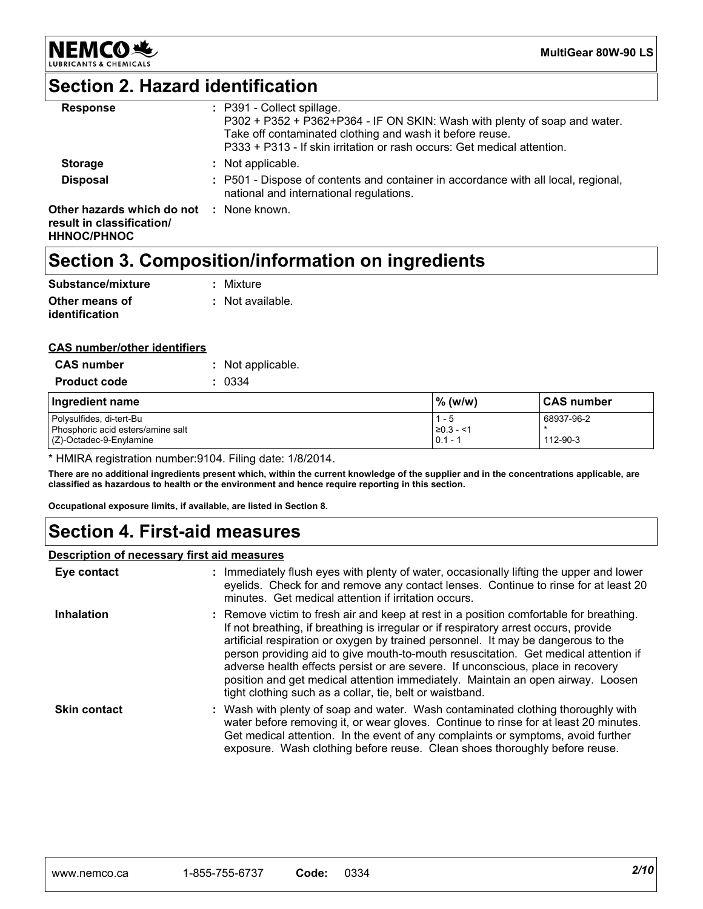## Section 2. Hazard identification

| | |
|---|---|
| **Response** | : P391 - Collect spillage.<br>P302 + P352 + P362+P364 - IF ON SKIN: Wash with plenty of soap and water. Take off contaminated clothing and wash it before reuse.<br>P333 + P313 - If skin irritation or rash occurs: Get medical attention. |
| **Storage** | : Not applicable. |
| **Disposal** | : P501 - Dispose of contents and container in accordance with all local, regional, national and international regulations. |
| **Other hazards which do not result in classification/ HHNOC/PHNOC** | : None known. |

## Section 3. Composition/information on ingredients

**Substance/mixture** : Mixture

**Other means of identification** : Not available.

**CAS number/other identifiers**

**CAS number** : Not applicable.

**Product code** : 0334

| Ingredient name | % (w/w) | CAS number |
|---|---|---|
| Polysulfides, di-tert-Bu | 1 - 5 | 68937-96-2 |
| Phosphoric acid esters/amine salt | ≥0.3 - <1 | * |
| (Z)-Octadec-9-Enylamine | 0.1 - 1 | 112-90-3 |

* HMIRA registration number:9104. Filing date: 1/8/2014.

**There are no additional ingredients present which, within the current knowledge of the supplier and in the concentrations applicable, are classified as hazardous to health or the environment and hence require reporting in this section.**

**Occupational exposure limits, if available, are listed in Section 8.**

## Section 4. First-aid measures

**Description of necessary first aid measures**

**Eye contact** : Immediately flush eyes with plenty of water, occasionally lifting the upper and lower eyelids. Check for and remove any contact lenses. Continue to rinse for at least 20 minutes. Get medical attention if irritation occurs.

**Inhalation** : Remove victim to fresh air and keep at rest in a position comfortable for breathing. If not breathing, if breathing is irregular or if respiratory arrest occurs, provide artificial respiration or oxygen by trained personnel. It may be dangerous to the person providing aid to give mouth-to-mouth resuscitation. Get medical attention if adverse health effects persist or are severe. If unconscious, place in recovery position and get medical attention immediately. Maintain an open airway. Loosen tight clothing such as a collar, tie, belt or waistband.

**Skin contact** : Wash with plenty of soap and water. Wash contaminated clothing thoroughly with water before removing it, or wear gloves. Continue to rinse for at least 20 minutes. Get medical attention. In the event of any complaints or symptoms, avoid further exposure. Wash clothing before reuse. Clean shoes thoroughly before reuse.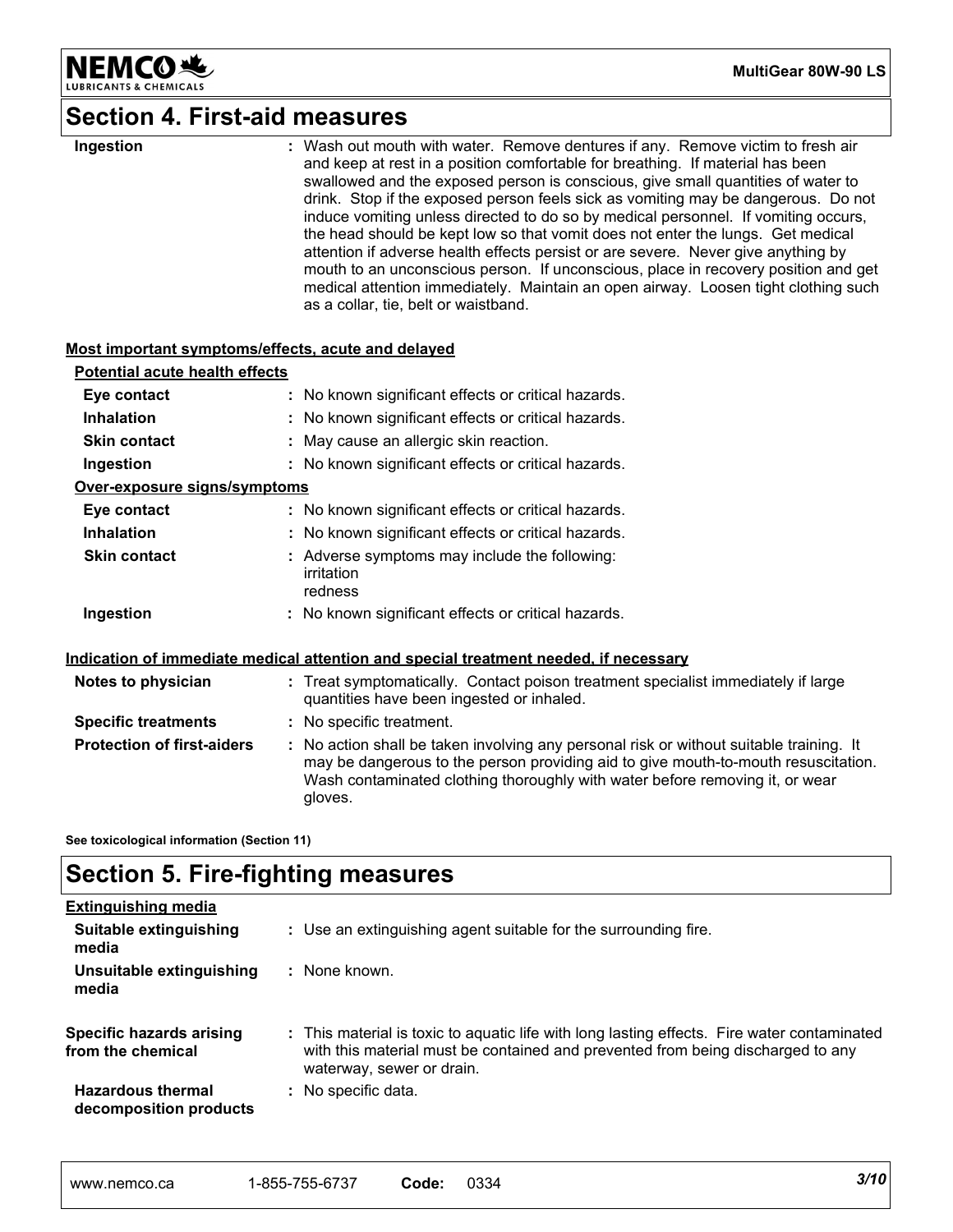## Section 4. First-aid measures

| | |
|---|---|
| **Ingestion** | : Wash out mouth with water. Remove dentures if any. Remove victim to fresh air and keep at rest in a position comfortable for breathing. If material has been swallowed and the exposed person is conscious, give small quantities of water to drink. Stop if the exposed person feels sick as vomiting may be dangerous. Do not induce vomiting unless directed to do so by medical personnel. If vomiting occurs, the head should be kept low so that vomit does not enter the lungs. Get medical attention if adverse health effects persist or are severe. Never give anything by mouth to an unconscious person. If unconscious, place in recovery position and get medical attention immediately. Maintain an open airway. Loosen tight clothing such as a collar, tie, belt or waistband. |

**Most important symptoms/effects, acute and delayed**

**Potential acute health effects**

| | |
|---|---|
| **Eye contact** | : No known significant effects or critical hazards. |
| **Inhalation** | : No known significant effects or critical hazards. |
| **Skin contact** | : May cause an allergic skin reaction. |
| **Ingestion** | : No known significant effects or critical hazards. |

**Over-exposure signs/symptoms**

| | |
|---|---|
| **Eye contact** | : No known significant effects or critical hazards. |
| **Inhalation** | : No known significant effects or critical hazards. |
| **Skin contact** | : Adverse symptoms may include the following: irritation redness |
| **Ingestion** | : No known significant effects or critical hazards. |

**Indication of immediate medical attention and special treatment needed, if necessary**

| | |
|---|---|
| **Notes to physician** | : Treat symptomatically. Contact poison treatment specialist immediately if large quantities have been ingested or inhaled. |
| **Specific treatments** | : No specific treatment. |
| **Protection of first-aiders** | : No action shall be taken involving any personal risk or without suitable training. It may be dangerous to the person providing aid to give mouth-to-mouth resuscitation. Wash contaminated clothing thoroughly with water before removing it, or wear gloves. |

**See toxicological information (Section 11)**

## Section 5. Fire-fighting measures

**Extinguishing media**

| | |
|---|---|
| **Suitable extinguishing media** | : Use an extinguishing agent suitable for the surrounding fire. |
| **Unsuitable extinguishing media** | : None known. |
| **Specific hazards arising from the chemical** | : This material is toxic to aquatic life with long lasting effects. Fire water contaminated with this material must be contained and prevented from being discharged to any waterway, sewer or drain. |
| **Hazardous thermal decomposition products** | : No specific data. |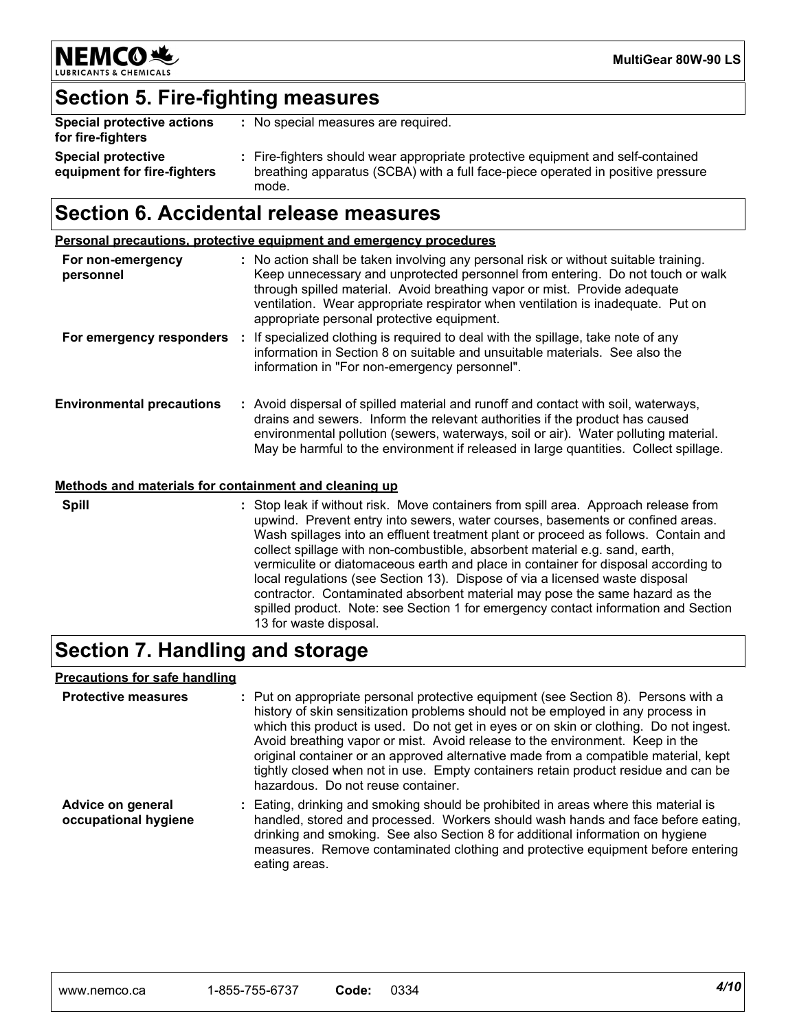## Section 5. Fire-fighting measures

| | |
|---|---|
| **Special protective actions for fire-fighters** | : No special measures are required. |
| **Special protective equipment for fire-fighters** | : Fire-fighters should wear appropriate protective equipment and self-contained breathing apparatus (SCBA) with a full face-piece operated in positive pressure mode. |

## Section 6. Accidental release measures

**Personal precautions, protective equipment and emergency procedures**

| | |
|---|---|
| **For non-emergency personnel** | : No action shall be taken involving any personal risk or without suitable training. Keep unnecessary and unprotected personnel from entering. Do not touch or walk through spilled material. Avoid breathing vapor or mist. Provide adequate ventilation. Wear appropriate respirator when ventilation is inadequate. Put on appropriate personal protective equipment. |
| **For emergency responders** | : If specialized clothing is required to deal with the spillage, take note of any information in Section 8 on suitable and unsuitable materials. See also the information in "For non-emergency personnel". |
| **Environmental precautions** | : Avoid dispersal of spilled material and runoff and contact with soil, waterways, drains and sewers. Inform the relevant authorities if the product has caused environmental pollution (sewers, waterways, soil or air). Water polluting material. May be harmful to the environment if released in large quantities. Collect spillage. |

**Methods and materials for containment and cleaning up**

| | |
|---|---|
| **Spill** | : Stop leak if without risk. Move containers from spill area. Approach release from upwind. Prevent entry into sewers, water courses, basements or confined areas. Wash spillages into an effluent treatment plant or proceed as follows. Contain and collect spillage with non-combustible, absorbent material e.g. sand, earth, vermiculite or diatomaceous earth and place in container for disposal according to local regulations (see Section 13). Dispose of via a licensed waste disposal contractor. Contaminated absorbent material may pose the same hazard as the spilled product. Note: see Section 1 for emergency contact information and Section 13 for waste disposal. |

## Section 7. Handling and storage

**Precautions for safe handling**

| | |
|---|---|
| **Protective measures** | : Put on appropriate personal protective equipment (see Section 8). Persons with a history of skin sensitization problems should not be employed in any process in which this product is used. Do not get in eyes or on skin or clothing. Do not ingest. Avoid breathing vapor or mist. Avoid release to the environment. Keep in the original container or an approved alternative made from a compatible material, kept tightly closed when not in use. Empty containers retain product residue and can be hazardous. Do not reuse container. |
| **Advice on general occupational hygiene** | : Eating, drinking and smoking should be prohibited in areas where this material is handled, stored and processed. Workers should wash hands and face before eating, drinking and smoking. See also Section 8 for additional information on hygiene measures. Remove contaminated clothing and protective equipment before entering eating areas. |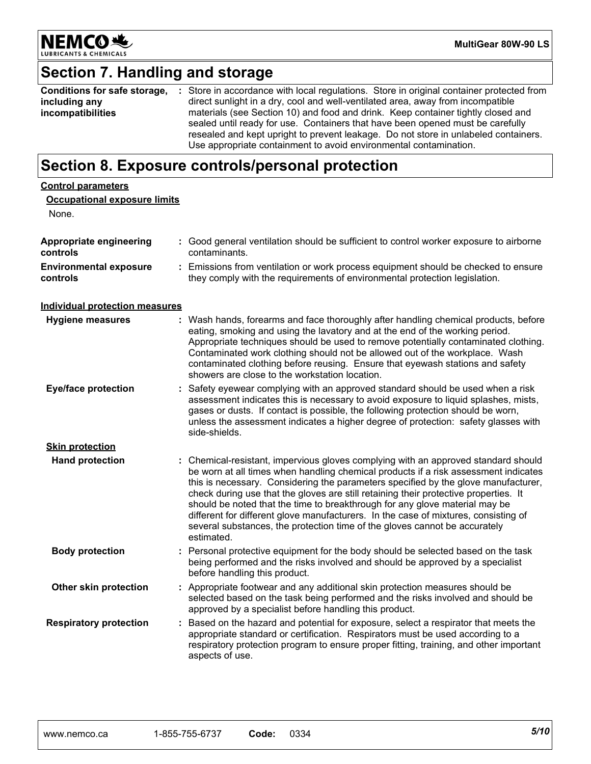## Section 7. Handling and storage

| | |
|---|---|
| **Conditions for safe storage, including any incompatibilities** | : Store in accordance with local regulations. Store in original container protected from direct sunlight in a dry, cool and well-ventilated area, away from incompatible materials (see Section 10) and food and drink. Keep container tightly closed and sealed until ready for use. Containers that have been opened must be carefully resealed and kept upright to prevent leakage. Do not store in unlabeled containers. Use appropriate containment to avoid environmental contamination. |

## Section 8. Exposure controls/personal protection

**Control parameters**

**Occupational exposure limits**

None.

| | |
|---|---|
| **Appropriate engineering controls** | : Good general ventilation should be sufficient to control worker exposure to airborne contaminants. |
| **Environmental exposure controls** | : Emissions from ventilation or work process equipment should be checked to ensure they comply with the requirements of environmental protection legislation. |

**Individual protection measures**

| | |
|---|---|
| **Hygiene measures** | : Wash hands, forearms and face thoroughly after handling chemical products, before eating, smoking and using the lavatory and at the end of the working period. Appropriate techniques should be used to remove potentially contaminated clothing. Contaminated work clothing should not be allowed out of the workplace. Wash contaminated clothing before reusing. Ensure that eyewash stations and safety showers are close to the workstation location. |
| **Eye/face protection** | : Safety eyewear complying with an approved standard should be used when a risk assessment indicates this is necessary to avoid exposure to liquid splashes, mists, gases or dusts. If contact is possible, the following protection should be worn, unless the assessment indicates a higher degree of protection: safety glasses with side-shields. |

**Skin protection**

| | |
|---|---|
| **Hand protection** | : Chemical-resistant, impervious gloves complying with an approved standard should be worn at all times when handling chemical products if a risk assessment indicates this is necessary. Considering the parameters specified by the glove manufacturer, check during use that the gloves are still retaining their protective properties. It should be noted that the time to breakthrough for any glove material may be different for different glove manufacturers. In the case of mixtures, consisting of several substances, the protection time of the gloves cannot be accurately estimated. |
| **Body protection** | : Personal protective equipment for the body should be selected based on the task being performed and the risks involved and should be approved by a specialist before handling this product. |
| **Other skin protection** | : Appropriate footwear and any additional skin protection measures should be selected based on the task being performed and the risks involved and should be approved by a specialist before handling this product. |
| **Respiratory protection** | : Based on the hazard and potential for exposure, select a respirator that meets the appropriate standard or certification. Respirators must be used according to a respiratory protection program to ensure proper fitting, training, and other important aspects of use. |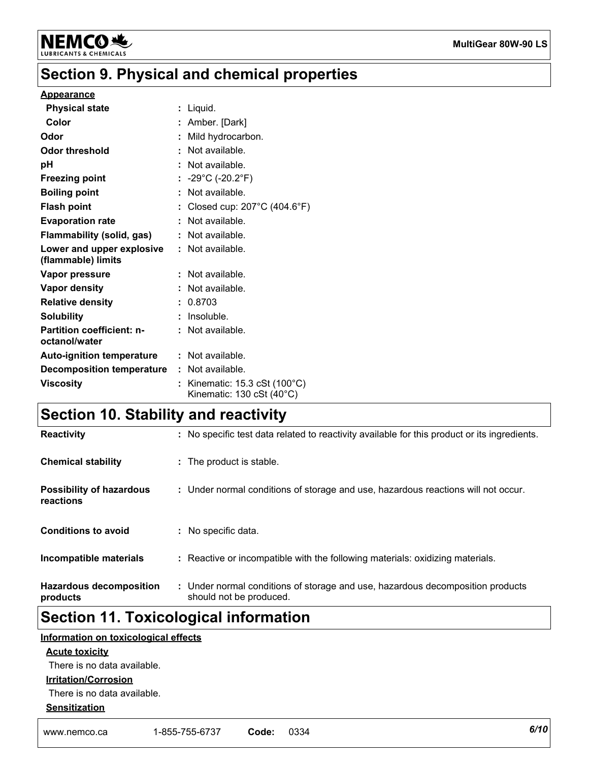## Section 9. Physical and chemical properties

**Appearance**

| | |
|---|---|
| **Physical state** | : Liquid. |
| **Color** | : Amber. [Dark] |
| **Odor** | : Mild hydrocarbon. |
| **Odor threshold** | : Not available. |
| **pH** | : Not available. |
| **Freezing point** | : -29°C (-20.2°F) |
| **Boiling point** | : Not available. |
| **Flash point** | : Closed cup: 207°C (404.6°F) |
| **Evaporation rate** | : Not available. |
| **Flammability (solid, gas)** | : Not available. |
| **Lower and upper explosive (flammable) limits** | : Not available. |
| **Vapor pressure** | : Not available. |
| **Vapor density** | : Not available. |
| **Relative density** | : 0.8703 |
| **Solubility** | : Insoluble. |
| **Partition coefficient: n-octanol/water** | : Not available. |
| **Auto-ignition temperature** | : Not available. |
| **Decomposition temperature** | : Not available. |
| **Viscosity** | : Kinematic: 15.3 cSt (100°C)<br>Kinematic: 130 cSt (40°C) |

## Section 10. Stability and reactivity

| | |
|---|---|
| **Reactivity** | : No specific test data related to reactivity available for this product or its ingredients. |
| **Chemical stability** | : The product is stable. |
| **Possibility of hazardous reactions** | : Under normal conditions of storage and use, hazardous reactions will not occur. |
| **Conditions to avoid** | : No specific data. |
| **Incompatible materials** | : Reactive or incompatible with the following materials: oxidizing materials. |
| **Hazardous decomposition products** | : Under normal conditions of storage and use, hazardous decomposition products should not be produced. |

## Section 11. Toxicological information

**Information on toxicological effects**

**Acute toxicity**

There is no data available.

**Irritation/Corrosion**

There is no data available.

**Sensitization**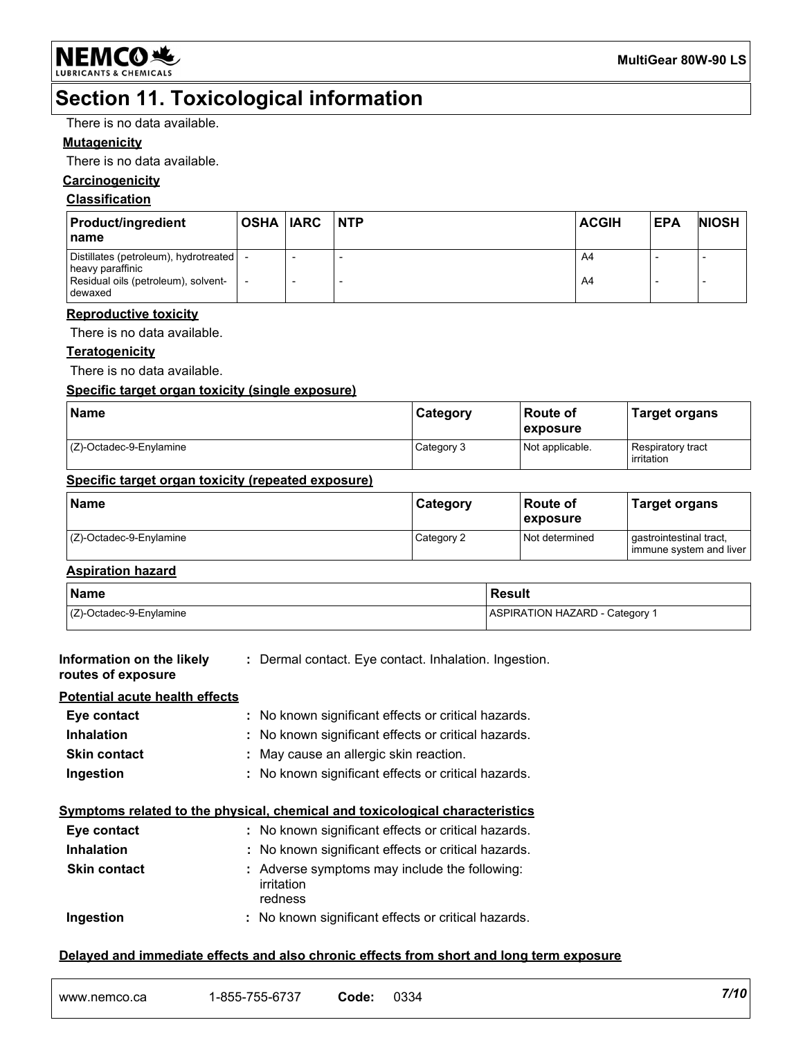# Section 11. Toxicological information

There is no data available.

**Mutagenicity**

There is no data available.

**Carcinogenicity**

**Classification**

| Product/ingredient name | OSHA | IARC | NTP | ACGIH | EPA | NIOSH |
|---|---|---|---|---|---|---|
| Distillates (petroleum), hydrotreated heavy paraffinic | - | - | - | A4 | - | - |
| Residual oils (petroleum), solvent-dewaxed | - | - | - | A4 | - | - |

**Reproductive toxicity**

There is no data available.

**Teratogenicity**

There is no data available.

**Specific target organ toxicity (single exposure)**

| Name | Category | Route of exposure | Target organs |
|---|---|---|---|
| (Z)-Octadec-9-Enylamine | Category 3 | Not applicable. | Respiratory tract irritation |

**Specific target organ toxicity (repeated exposure)**

| Name | Category | Route of exposure | Target organs |
|---|---|---|---|
| (Z)-Octadec-9-Enylamine | Category 2 | Not determined | gastrointestinal tract, immune system and liver |

**Aspiration hazard**

| Name | Result |
|---|---|
| (Z)-Octadec-9-Enylamine | ASPIRATION HAZARD - Category 1 |

**Information on the likely routes of exposure** : Dermal contact. Eye contact. Inhalation. Ingestion.

**Potential acute health effects**

**Eye contact** : No known significant effects or critical hazards.

**Inhalation** : No known significant effects or critical hazards.

**Skin contact** : May cause an allergic skin reaction.

**Ingestion** : No known significant effects or critical hazards.

**Symptoms related to the physical, chemical and toxicological characteristics**

**Eye contact** : No known significant effects or critical hazards.

**Inhalation** : No known significant effects or critical hazards.

**Skin contact** : Adverse symptoms may include the following:
irritation
redness

**Ingestion** : No known significant effects or critical hazards.

**Delayed and immediate effects and also chronic effects from short and long term exposure**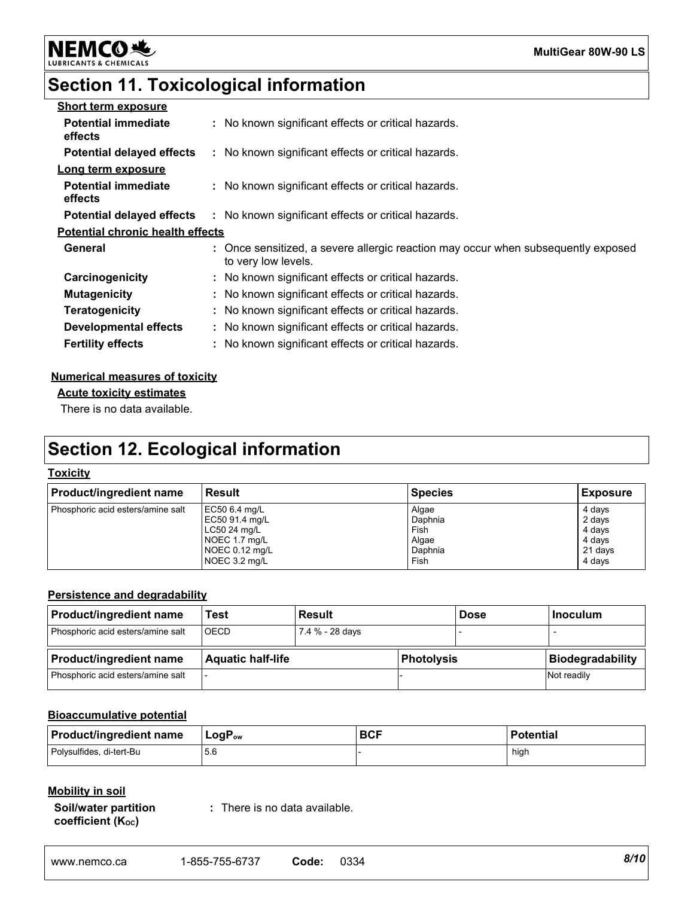## Section 11. Toxicological information

**Short term exposure**

| | |
|---|---|
| **Potential immediate effects** | : No known significant effects or critical hazards. |
| **Potential delayed effects** | : No known significant effects or critical hazards. |

**Long term exposure**

| | |
|---|---|
| **Potential immediate effects** | : No known significant effects or critical hazards. |
| **Potential delayed effects** | : No known significant effects or critical hazards. |

**Potential chronic health effects**

| | |
|---|---|
| **General** | : Once sensitized, a severe allergic reaction may occur when subsequently exposed to very low levels. |
| **Carcinogenicity** | : No known significant effects or critical hazards. |
| **Mutagenicity** | : No known significant effects or critical hazards. |
| **Teratogenicity** | : No known significant effects or critical hazards. |
| **Developmental effects** | : No known significant effects or critical hazards. |
| **Fertility effects** | : No known significant effects or critical hazards. |

**Numerical measures of toxicity**

**Acute toxicity estimates**

There is no data available.

## Section 12. Ecological information

**Toxicity**

| Product/ingredient name | Result | Species | Exposure |
|---|---|---|---|
| Phosphoric acid esters/amine salt | EC50 6.4 mg/L | Algae | 4 days |
| | EC50 91.4 mg/L | Daphnia | 2 days |
| | LC50 24 mg/L | Fish | 4 days |
| | NOEC 1.7 mg/L | Algae | 4 days |
| | NOEC 0.12 mg/L | Daphnia | 21 days |
| | NOEC 3.2 mg/L | Fish | 4 days |

**Persistence and degradability**

| Product/ingredient name | Test | Result | Dose | Inoculum |
|---|---|---|---|---|
| Phosphoric acid esters/amine salt | OECD | 7.4 % - 28 days | - | - |

| Product/ingredient name | Aquatic half-life | Photolysis | Biodegradability |
|---|---|---|---|
| Phosphoric acid esters/amine salt | - | - | Not readily |

**Bioaccumulative potential**

| Product/ingredient name | $LogP_{ow}$ | BCF | Potential |
|---|---|---|---|
| Polysulfides, di-tert-Bu | 5.6 | - | high |

**Mobility in soil**

| | |
|---|---|
| **Soil/water partition coefficient ($K_{OC}$)** | : There is no data available. |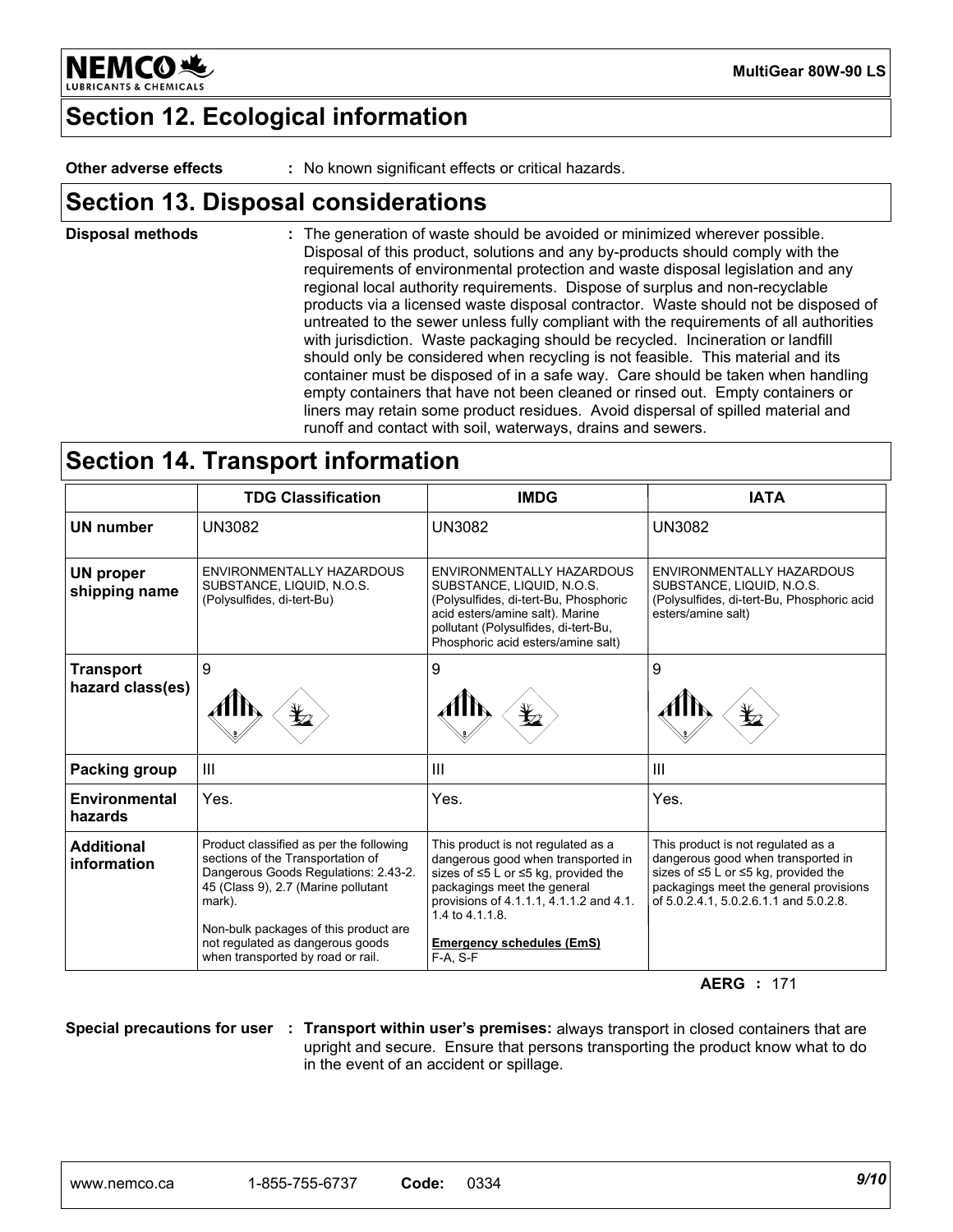## Section 12. Ecological information

**Other adverse effects** : No known significant effects or critical hazards.

## Section 13. Disposal considerations

**Disposal methods** : The generation of waste should be avoided or minimized wherever possible. Disposal of this product, solutions and any by-products should comply with the requirements of environmental protection and waste disposal legislation and any regional local authority requirements. Dispose of surplus and non-recyclable products via a licensed waste disposal contractor. Waste should not be disposed of untreated to the sewer unless fully compliant with the requirements of all authorities with jurisdiction. Waste packaging should be recycled. Incineration or landfill should only be considered when recycling is not feasible. This material and its container must be disposed of in a safe way. Care should be taken when handling empty containers that have not been cleaned or rinsed out. Empty containers or liners may retain some product residues. Avoid dispersal of spilled material and runoff and contact with soil, waterways, drains and sewers.

## Section 14. Transport information

| | TDG Classification | IMDG | IATA |
|---|---|---|---|
| **UN number** | UN3082 | UN3082 | UN3082 |
| **UN proper shipping name** | ENVIRONMENTALLY HAZARDOUS SUBSTANCE, LIQUID, N.O.S. (Polysulfides, di-tert-Bu) | ENVIRONMENTALLY HAZARDOUS SUBSTANCE, LIQUID, N.O.S. (Polysulfides, di-tert-Bu, Phosphoric acid esters/amine salt). Marine pollutant (Polysulfides, di-tert-Bu, Phosphoric acid esters/amine salt) | ENVIRONMENTALLY HAZARDOUS SUBSTANCE, LIQUID, N.O.S. (Polysulfides, di-tert-Bu, Phosphoric acid esters/amine salt) |
| **Transport hazard class(es)** | 9 | 9 | 9 |
| **Packing group** | III | III | III |
| **Environmental hazards** | Yes. | Yes. | Yes. |
| **Additional information** | Product classified as per the following sections of the Transportation of Dangerous Goods Regulations: 2.43-2.45 (Class 9), 2.7 (Marine pollutant mark). Non-bulk packages of this product are not regulated as dangerous goods when transported by road or rail. | This product is not regulated as a dangerous good when transported in sizes of ≤5 L or ≤5 kg, provided the packagings meet the general provisions of 4.1.1.1, 4.1.1.2 and 4.1.1.4 to 4.1.1.8. **Emergency schedules (EmS)** F-A, S-F | This product is not regulated as a dangerous good when transported in sizes of ≤5 L or ≤5 kg, provided the packagings meet the general provisions of 5.0.2.4.1, 5.0.2.6.1.1 and 5.0.2.8. |

**AERG** : 171

**Special precautions for user** : **Transport within user's premises:** always transport in closed containers that are upright and secure. Ensure that persons transporting the product know what to do in the event of an accident or spillage.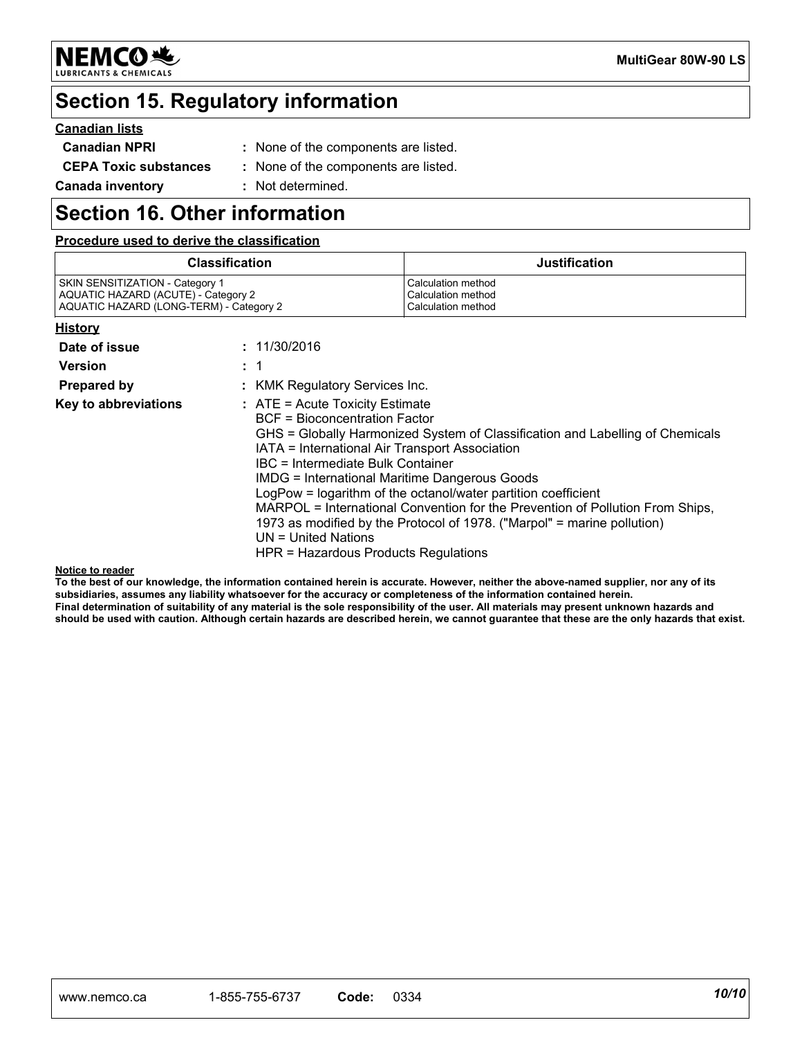# Section 15. Regulatory information

**Canadian lists**

**Canadian NPRI** : None of the components are listed.

**CEPA Toxic substances** : None of the components are listed.

**Canada inventory** : Not determined.

# Section 16. Other information

**Procedure used to derive the classification**

| Classification | Justification |
| --- | --- |
| SKIN SENSITIZATION - Category 1<br>AQUATIC HAZARD (ACUTE) - Category 2<br>AQUATIC HAZARD (LONG-TERM) - Category 2 | Calculation method<br>Calculation method<br>Calculation method |

**History**

**Date of issue** : 11/30/2016

**Version** : 1

**Prepared by** : KMK Regulatory Services Inc.

**Key to abbreviations** : ATE = Acute Toxicity Estimate
BCF = Bioconcentration Factor
GHS = Globally Harmonized System of Classification and Labelling of Chemicals
IATA = International Air Transport Association
IBC = Intermediate Bulk Container
IMDG = International Maritime Dangerous Goods
LogPow = logarithm of the octanol/water partition coefficient
MARPOL = International Convention for the Prevention of Pollution From Ships, 1973 as modified by the Protocol of 1978. ("Marpol" = marine pollution)
UN = United Nations
HPR = Hazardous Products Regulations

**Notice to reader**

**To the best of our knowledge, the information contained herein is accurate. However, neither the above-named supplier, nor any of its subsidiaries, assumes any liability whatsoever for the accuracy or completeness of the information contained herein.**
**Final determination of suitability of any material is the sole responsibility of the user. All materials may present unknown hazards and should be used with caution. Although certain hazards are described herein, we cannot guarantee that these are the only hazards that exist.**